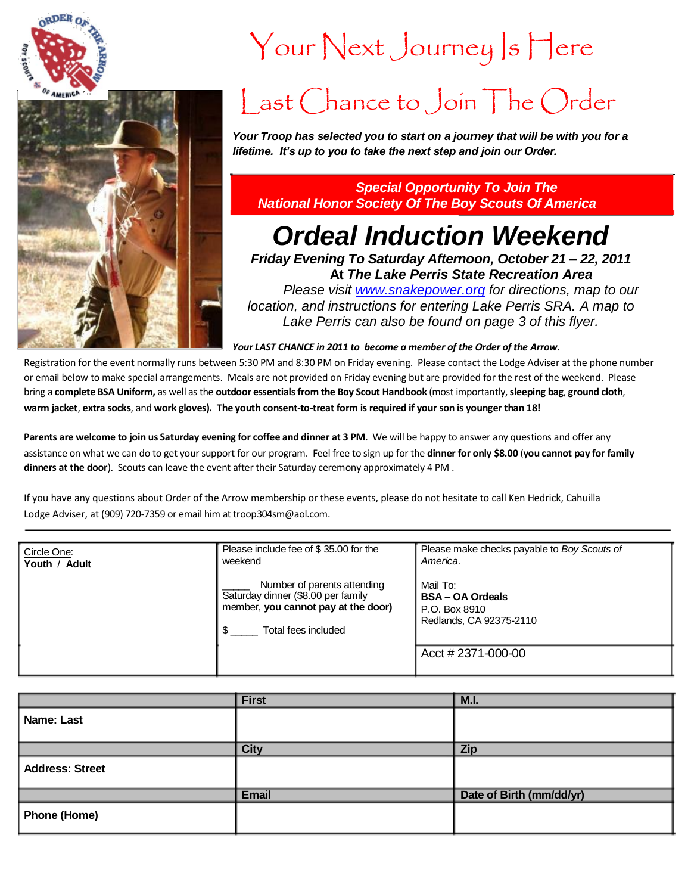# Your Next Journey Is Here

# Last Chance to Join The Order

***Your Troop has selected you to start on a journey that will be with you for a lifetime. It's up to you to take the next step and join our Order.***

***Special Opportunity To Join The National Honor Society Of The Boy Scouts Of America***

## *Ordeal Induction Weekend*

***Friday Evening To Saturday Afternoon, October 21 – 22, 2011***

**At *The Lake Perris State Recreation Area***

*Please visit [www.snakepower.org](http://www.snakepower.org) for directions, map to our location, and instructions for entering Lake Perris SRA. A map to Lake Perris can also be found on page 3 of this flyer.*

***Your LAST CHANCE in 2011 to become a member of the Order of the Arrow.***

Registration for the event normally runs between 5:30 PM and 8:30 PM on Friday evening. Please contact the Lodge Adviser at the phone number or email below to make special arrangements. Meals are not provided on Friday evening but are provided for the rest of the weekend. Please bring a **complete BSA Uniform,** as well as the **outdoor essentials from the Boy Scout Handbook** (most importantly, **sleeping bag**, **ground cloth**, **warm jacket**, **extra socks**, and **work gloves). The youth consent-to-treat form is required if your son is younger than 18!**

**Parents are welcome to join us Saturday evening for coffee and dinner at 3 PM**. We will be happy to answer any questions and offer any assistance on what we can do to get your support for our program. Feel free to sign up for the **dinner for only $8.00** (**you cannot pay for family dinners at the door**). Scouts can leave the event after their Saturday ceremony approximately 4 PM .

If you have any questions about Order of the Arrow membership or these events, please do not hesitate to call Ken Hedrick, Cahuilla Lodge Adviser, at (909) 720-7359 or email him at troop304sm@aol.com.

---

| Circle One: **Youth / Adult** | Please include fee of $ 35.00 for the weekend<br><br>_____ Number of parents attending Saturday dinner ($8.00 per family member, **you cannot pay at the door)**<br><br>$ _____ Total fees included | Please make checks payable to *Boy Scouts of America*.<br><br>Mail To:<br>**BSA – OA Ordeals**<br>P.O. Box 8910<br>Redlands, CA 92375-2110<br><br>Acct # 2371-000-00 |
|---|---|---|

| | **First** | **M.I.** |
|---|---|---|
| **Name: Last** | | |
| | **City** | **Zip** |
| **Address: Street** | | |
| | **Email** | **Date of Birth (mm/dd/yr)** |
| **Phone (Home)** | | |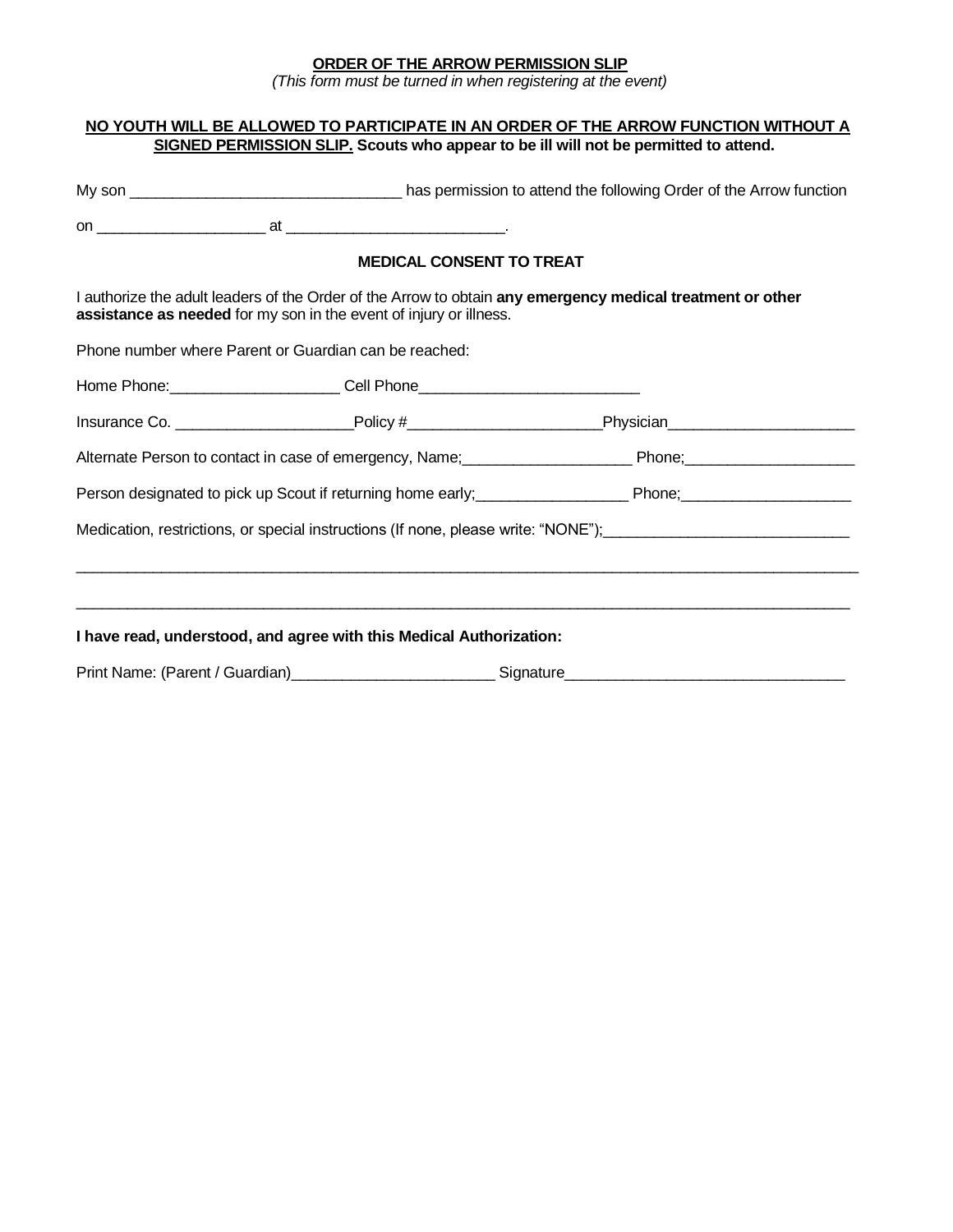**ORDER OF THE ARROW PERMISSION SLIP**

*(This form must be turned in when registering at the event)*

**NO YOUTH WILL BE ALLOWED TO PARTICIPATE IN AN ORDER OF THE ARROW FUNCTION WITHOUT A SIGNED PERMISSION SLIP. Scouts who appear to be ill will not be permitted to attend.**

My son _______________________________ has permission to attend the following Order of the Arrow function

on ___________________ at _________________________.

**MEDICAL CONSENT TO TREAT**

I authorize the adult leaders of the Order of the Arrow to obtain **any emergency medical treatment or other assistance as needed** for my son in the event of injury or illness.

Phone number where Parent or Guardian can be reached:

Home Phone:___________________ Cell Phone_________________________

Insurance Co. ____________________Policy #______________________Physician_____________________

Alternate Person to contact in case of emergency, Name;___________________ Phone;___________________

Person designated to pick up Scout if returning home early;_________________ Phone;___________________

Medication, restrictions, or special instructions (If none, please write: "NONE");____________________________

______________________________________________________________________________________

______________________________________________________________________________________

**I have read, understood, and agree with this Medical Authorization:**

Print Name: (Parent / Guardian)_______________________ Signature________________________________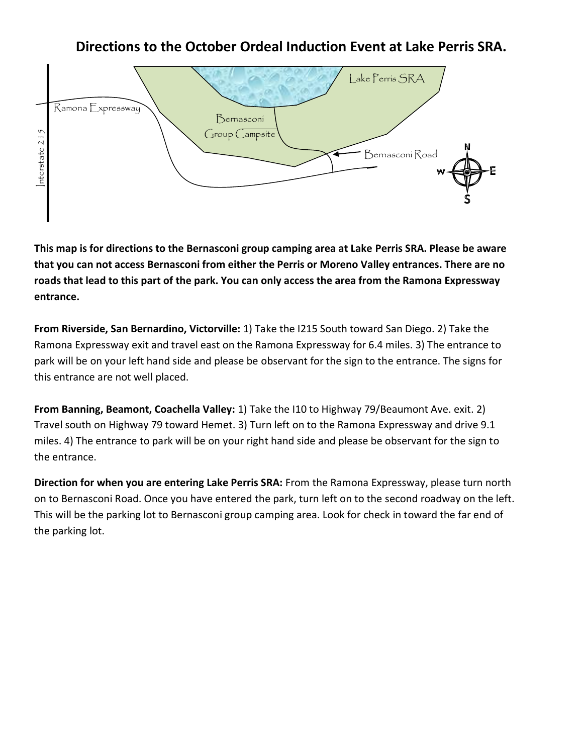# Directions to the October Ordeal Induction Event at Lake Perris SRA.

Lake Perris SRA

Ramona Expressway

Bernasconi Group Campsite

Interstate 215

Bernasconi Road

N

W

E

S

**This map is for directions to the Bernasconi group camping area at Lake Perris SRA. Please be aware that you can not access Bernasconi from either the Perris or Moreno Valley entrances. There are no roads that lead to this part of the park. You can only access the area from the Ramona Expressway entrance.**

**From Riverside, San Bernardino, Victorville:** 1) Take the I215 South toward San Diego. 2) Take the Ramona Expressway exit and travel east on the Ramona Expressway for 6.4 miles. 3) The entrance to park will be on your left hand side and please be observant for the sign to the entrance. The signs for this entrance are not well placed.

**From Banning, Beamont, Coachella Valley:** 1) Take the I10 to Highway 79/Beaumont Ave. exit. 2) Travel south on Highway 79 toward Hemet. 3) Turn left on to the Ramona Expressway and drive 9.1 miles. 4) The entrance to park will be on your right hand side and please be observant for the sign to the entrance.

**Direction for when you are entering Lake Perris SRA:** From the Ramona Expressway, please turn north on to Bernasconi Road. Once you have entered the park, turn left on to the second roadway on the left. This will be the parking lot to Bernasconi group camping area. Look for check in toward the far end of the parking lot.